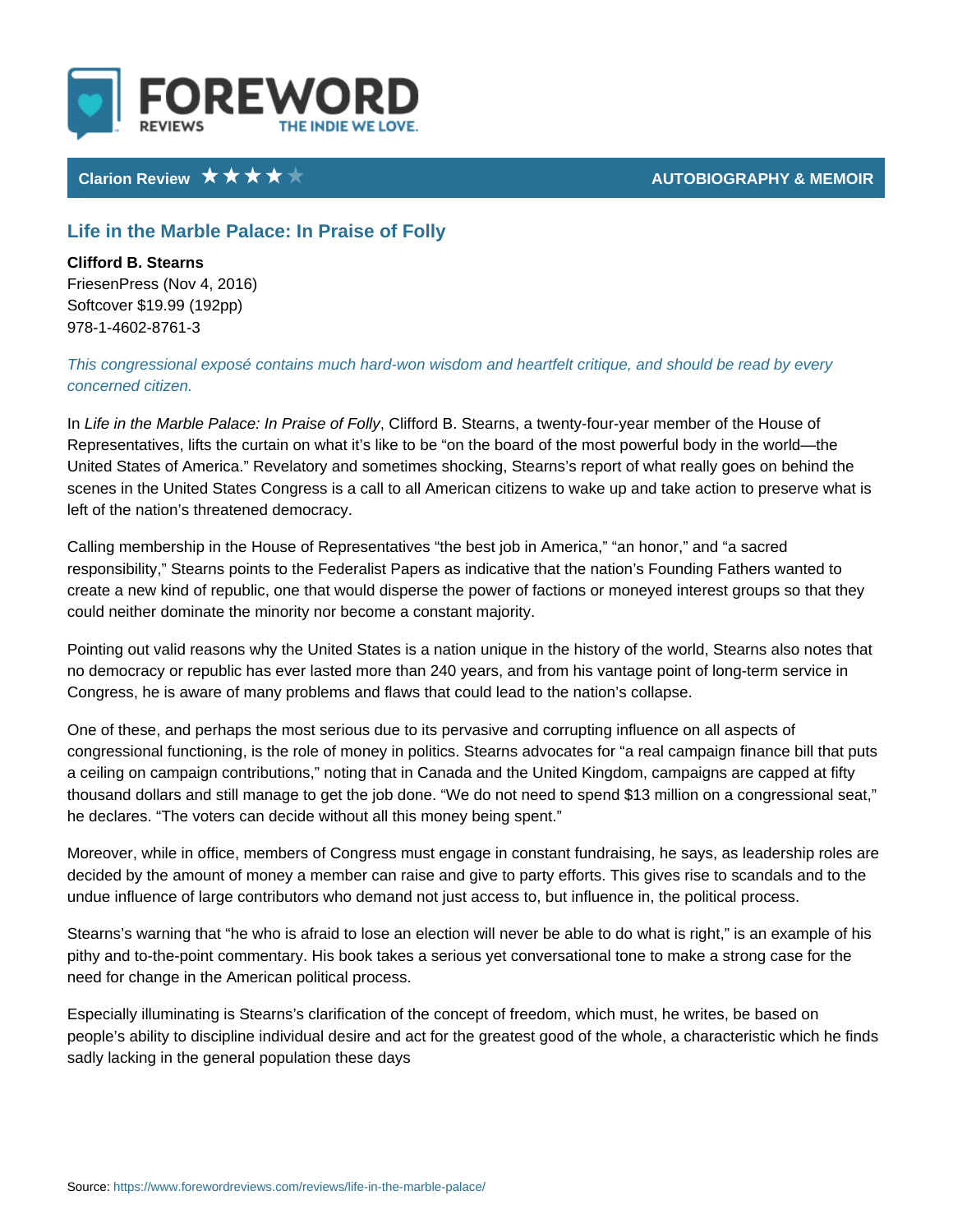FOREWORD REVIEWS — THE INDIE WE LOVE.

**Clarion Review** ★★★★☆ — **AUTOBIOGRAPHY & MEMOIR**

## Life in the Marble Palace: In Praise of Folly

**Clifford B. Stearns**
FriesenPress (Nov 4, 2016)
Softcover $19.99 (192pp)
978-1-4602-8761-3

*This congressional exposé contains much hard-won wisdom and heartfelt critique, and should be read by every concerned citizen.*

In *Life in the Marble Palace: In Praise of Folly*, Clifford B. Stearns, a twenty-four-year member of the House of Representatives, lifts the curtain on what it's like to be "on the board of the most powerful body in the world—the United States of America." Revelatory and sometimes shocking, Stearns's report of what really goes on behind the scenes in the United States Congress is a call to all American citizens to wake up and take action to preserve what is left of the nation's threatened democracy.

Calling membership in the House of Representatives "the best job in America," "an honor," and "a sacred responsibility," Stearns points to the Federalist Papers as indicative that the nation's Founding Fathers wanted to create a new kind of republic, one that would disperse the power of factions or moneyed interest groups so that they could neither dominate the minority nor become a constant majority.

Pointing out valid reasons why the United States is a nation unique in the history of the world, Stearns also notes that no democracy or republic has ever lasted more than 240 years, and from his vantage point of long-term service in Congress, he is aware of many problems and flaws that could lead to the nation's collapse.

One of these, and perhaps the most serious due to its pervasive and corrupting influence on all aspects of congressional functioning, is the role of money in politics. Stearns advocates for "a real campaign finance bill that puts a ceiling on campaign contributions," noting that in Canada and the United Kingdom, campaigns are capped at fifty thousand dollars and still manage to get the job done. "We do not need to spend $13 million on a congressional seat," he declares. "The voters can decide without all this money being spent."

Moreover, while in office, members of Congress must engage in constant fundraising, he says, as leadership roles are decided by the amount of money a member can raise and give to party efforts. This gives rise to scandals and to the undue influence of large contributors who demand not just access to, but influence in, the political process.

Stearns's warning that "he who is afraid to lose an election will never be able to do what is right," is an example of his pithy and to-the-point commentary. His book takes a serious yet conversational tone to make a strong case for the need for change in the American political process.

Especially illuminating is Stearns's clarification of the concept of freedom, which must, he writes, be based on people's ability to discipline individual desire and act for the greatest good of the whole, a characteristic which he finds sadly lacking in the general population these days

Source: https://www.forewordreviews.com/reviews/life-in-the-marble-palace/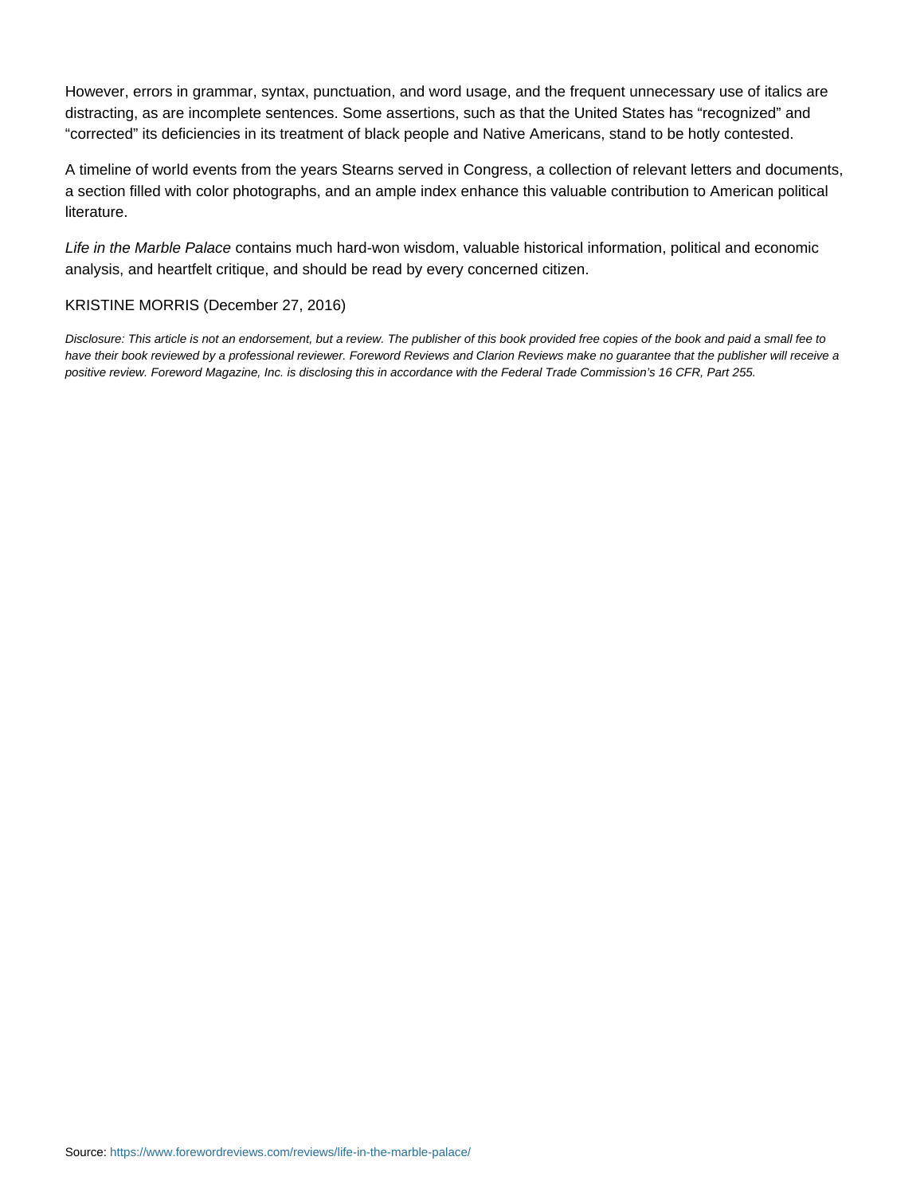However, errors in grammar, syntax, punctuation, and word usage, and the frequent unnecessary use of italics are distracting, as are incomplete sentences. Some assertions, such as that the United States has “recognized” and “corrected” its deficiencies in its treatment of black people and Native Americans, stand to be hotly contested.

A timeline of world events from the years Stearns served in Congress, a collection of relevant letters and documents, a section filled with color photographs, and an ample index enhance this valuable contribution to American political literature.

*Life in the Marble Palace* contains much hard-won wisdom, valuable historical information, political and economic analysis, and heartfelt critique, and should be read by every concerned citizen.

KRISTINE MORRIS (December 27, 2016)

*Disclosure: This article is not an endorsement, but a review. The publisher of this book provided free copies of the book and paid a small fee to have their book reviewed by a professional reviewer. Foreword Reviews and Clarion Reviews make no guarantee that the publisher will receive a positive review. Foreword Magazine, Inc. is disclosing this in accordance with the Federal Trade Commission’s 16 CFR, Part 255.*

Source: https://www.forewordreviews.com/reviews/life-in-the-marble-palace/